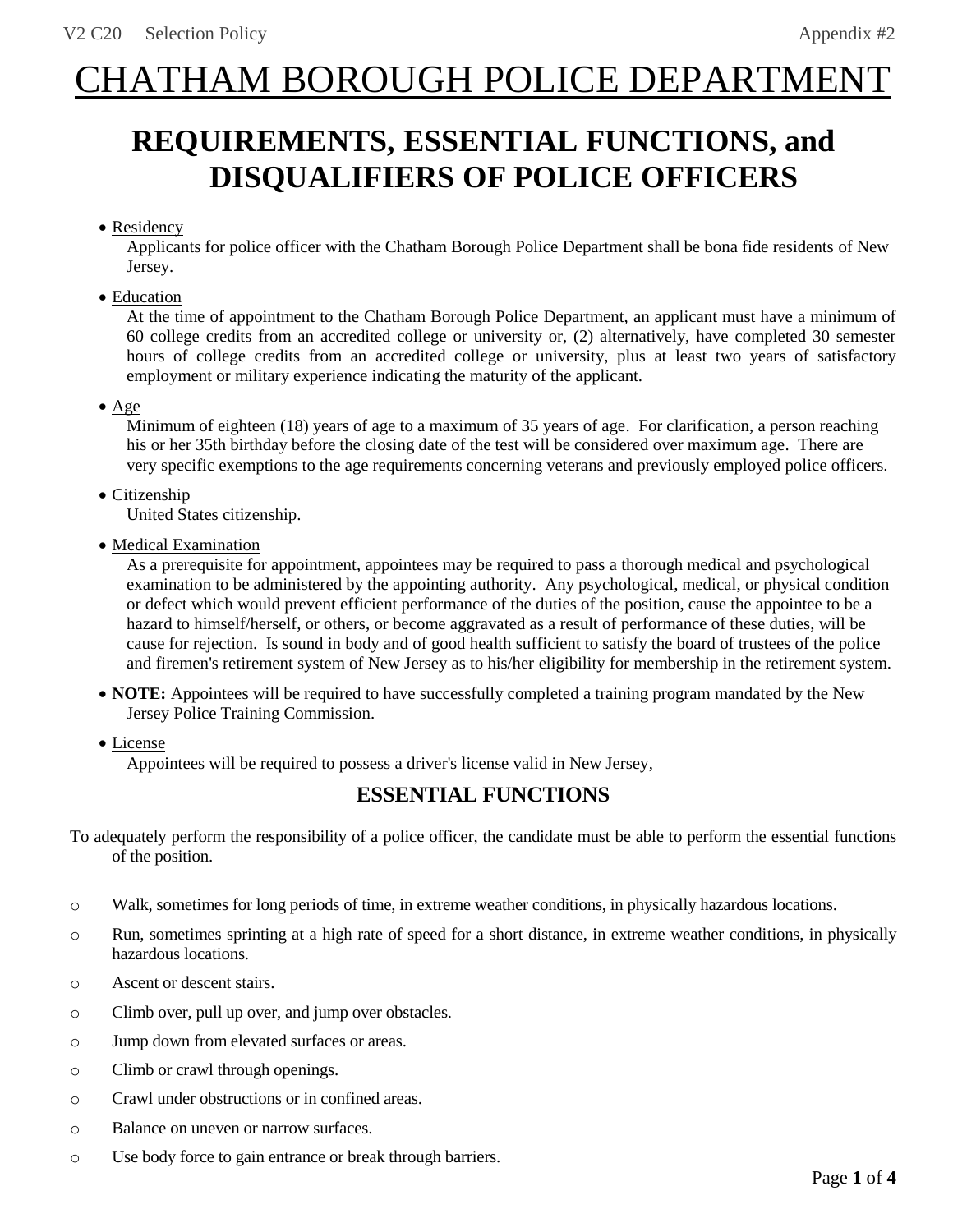# CHATHAM BOROUGH POLICE DEPARTMENT

## REQUIREMENTS, ESSENTIAL FUNCTIONS, and DISQUALIFIERS OF POLICE OFFICERS

- Residency
  Applicants for police officer with the Chatham Borough Police Department shall be bona fide residents of New Jersey.
- Education
  At the time of appointment to the Chatham Borough Police Department, an applicant must have a minimum of 60 college credits from an accredited college or university or, (2) alternatively, have completed 30 semester hours of college credits from an accredited college or university, plus at least two years of satisfactory employment or military experience indicating the maturity of the applicant.
- Age
  Minimum of eighteen (18) years of age to a maximum of 35 years of age. For clarification, a person reaching his or her 35th birthday before the closing date of the test will be considered over maximum age. There are very specific exemptions to the age requirements concerning veterans and previously employed police officers.
- Citizenship
  United States citizenship.
- Medical Examination
  As a prerequisite for appointment, appointees may be required to pass a thorough medical and psychological examination to be administered by the appointing authority. Any psychological, medical, or physical condition or defect which would prevent efficient performance of the duties of the position, cause the appointee to be a hazard to himself/herself, or others, or become aggravated as a result of performance of these duties, will be cause for rejection. Is sound in body and of good health sufficient to satisfy the board of trustees of the police and firemen's retirement system of New Jersey as to his/her eligibility for membership in the retirement system.
- **NOTE:** Appointees will be required to have successfully completed a training program mandated by the New Jersey Police Training Commission.
- License
  Appointees will be required to possess a driver's license valid in New Jersey,

### ESSENTIAL FUNCTIONS

To adequately perform the responsibility of a police officer, the candidate must be able to perform the essential functions of the position.

- Walk, sometimes for long periods of time, in extreme weather conditions, in physically hazardous locations.
- Run, sometimes sprinting at a high rate of speed for a short distance, in extreme weather conditions, in physically hazardous locations.
- Ascent or descent stairs.
- Climb over, pull up over, and jump over obstacles.
- Jump down from elevated surfaces or areas.
- Climb or crawl through openings.
- Crawl under obstructions or in confined areas.
- Balance on uneven or narrow surfaces.
- Use body force to gain entrance or break through barriers.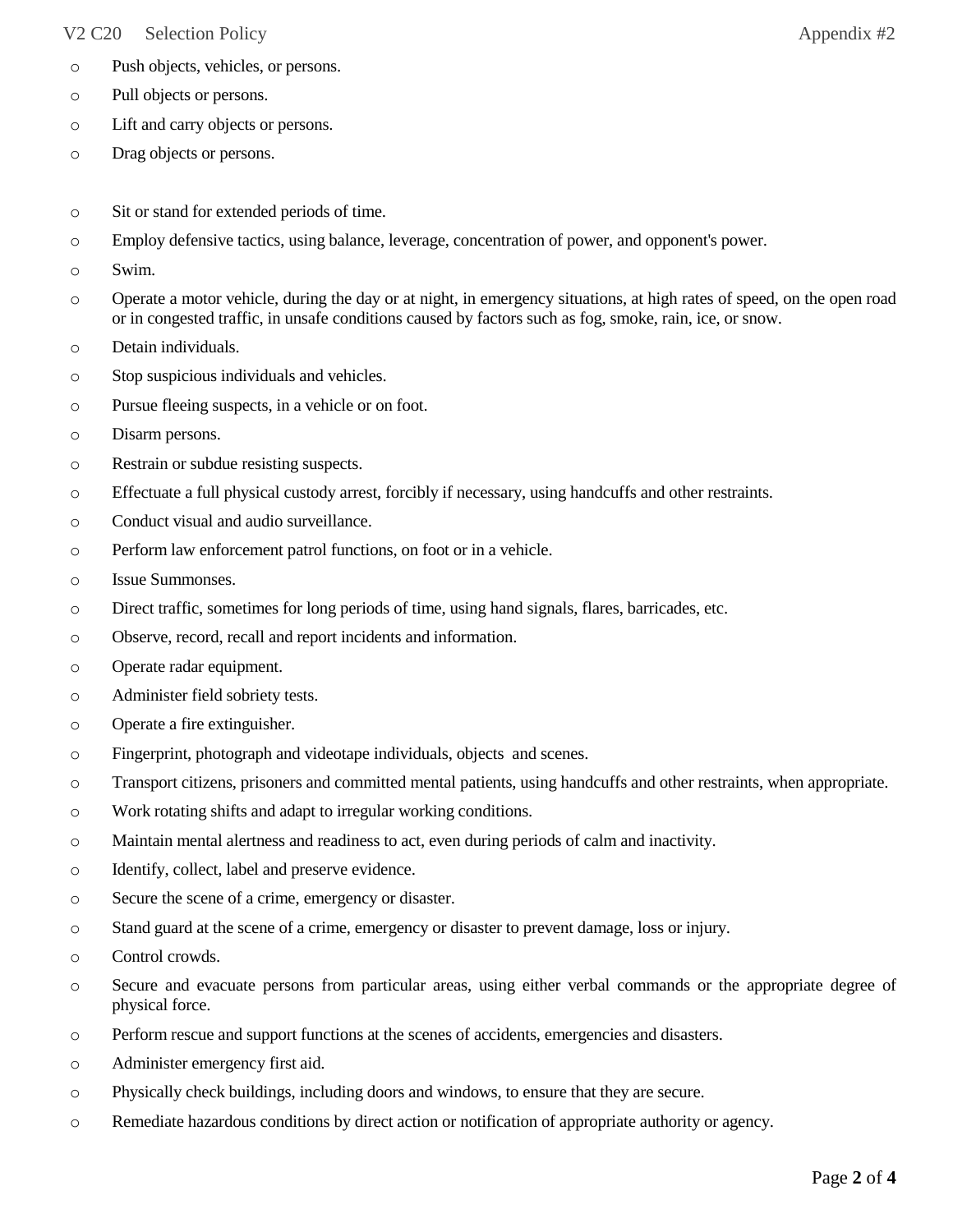- Push objects, vehicles, or persons.
- Pull objects or persons.
- Lift and carry objects or persons.
- Drag objects or persons.

- Sit or stand for extended periods of time.
- Employ defensive tactics, using balance, leverage, concentration of power, and opponent's power.
- Swim.
- Operate a motor vehicle, during the day or at night, in emergency situations, at high rates of speed, on the open road or in congested traffic, in unsafe conditions caused by factors such as fog, smoke, rain, ice, or snow.
- Detain individuals.
- Stop suspicious individuals and vehicles.
- Pursue fleeing suspects, in a vehicle or on foot.
- Disarm persons.
- Restrain or subdue resisting suspects.
- Effectuate a full physical custody arrest, forcibly if necessary, using handcuffs and other restraints.
- Conduct visual and audio surveillance.
- Perform law enforcement patrol functions, on foot or in a vehicle.
- Issue Summonses.
- Direct traffic, sometimes for long periods of time, using hand signals, flares, barricades, etc.
- Observe, record, recall and report incidents and information.
- Operate radar equipment.
- Administer field sobriety tests.
- Operate a fire extinguisher.
- Fingerprint, photograph and videotape individuals, objects and scenes.
- Transport citizens, prisoners and committed mental patients, using handcuffs and other restraints, when appropriate.
- Work rotating shifts and adapt to irregular working conditions.
- Maintain mental alertness and readiness to act, even during periods of calm and inactivity.
- Identify, collect, label and preserve evidence.
- Secure the scene of a crime, emergency or disaster.
- Stand guard at the scene of a crime, emergency or disaster to prevent damage, loss or injury.
- Control crowds.
- Secure and evacuate persons from particular areas, using either verbal commands or the appropriate degree of physical force.
- Perform rescue and support functions at the scenes of accidents, emergencies and disasters.
- Administer emergency first aid.
- Physically check buildings, including doors and windows, to ensure that they are secure.
- Remediate hazardous conditions by direct action or notification of appropriate authority or agency.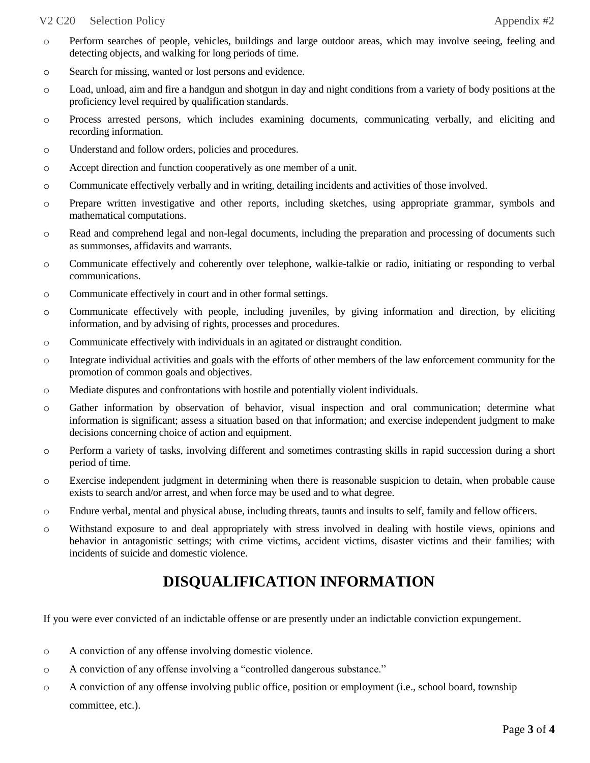- Perform searches of people, vehicles, buildings and large outdoor areas, which may involve seeing, feeling and detecting objects, and walking for long periods of time.
- Search for missing, wanted or lost persons and evidence.
- Load, unload, aim and fire a handgun and shotgun in day and night conditions from a variety of body positions at the proficiency level required by qualification standards.
- Process arrested persons, which includes examining documents, communicating verbally, and eliciting and recording information.
- Understand and follow orders, policies and procedures.
- Accept direction and function cooperatively as one member of a unit.
- Communicate effectively verbally and in writing, detailing incidents and activities of those involved.
- Prepare written investigative and other reports, including sketches, using appropriate grammar, symbols and mathematical computations.
- Read and comprehend legal and non-legal documents, including the preparation and processing of documents such as summonses, affidavits and warrants.
- Communicate effectively and coherently over telephone, walkie-talkie or radio, initiating or responding to verbal communications.
- Communicate effectively in court and in other formal settings.
- Communicate effectively with people, including juveniles, by giving information and direction, by eliciting information, and by advising of rights, processes and procedures.
- Communicate effectively with individuals in an agitated or distraught condition.
- Integrate individual activities and goals with the efforts of other members of the law enforcement community for the promotion of common goals and objectives.
- Mediate disputes and confrontations with hostile and potentially violent individuals.
- Gather information by observation of behavior, visual inspection and oral communication; determine what information is significant; assess a situation based on that information; and exercise independent judgment to make decisions concerning choice of action and equipment.
- Perform a variety of tasks, involving different and sometimes contrasting skills in rapid succession during a short period of time.
- Exercise independent judgment in determining when there is reasonable suspicion to detain, when probable cause exists to search and/or arrest, and when force may be used and to what degree.
- Endure verbal, mental and physical abuse, including threats, taunts and insults to self, family and fellow officers.
- Withstand exposure to and deal appropriately with stress involved in dealing with hostile views, opinions and behavior in antagonistic settings; with crime victims, accident victims, disaster victims and their families; with incidents of suicide and domestic violence.

# DISQUALIFICATION INFORMATION

If you were ever convicted of an indictable offense or are presently under an indictable conviction expungement.

- A conviction of any offense involving domestic violence.
- A conviction of any offense involving a "controlled dangerous substance."
- A conviction of any offense involving public office, position or employment (i.e., school board, township committee, etc.).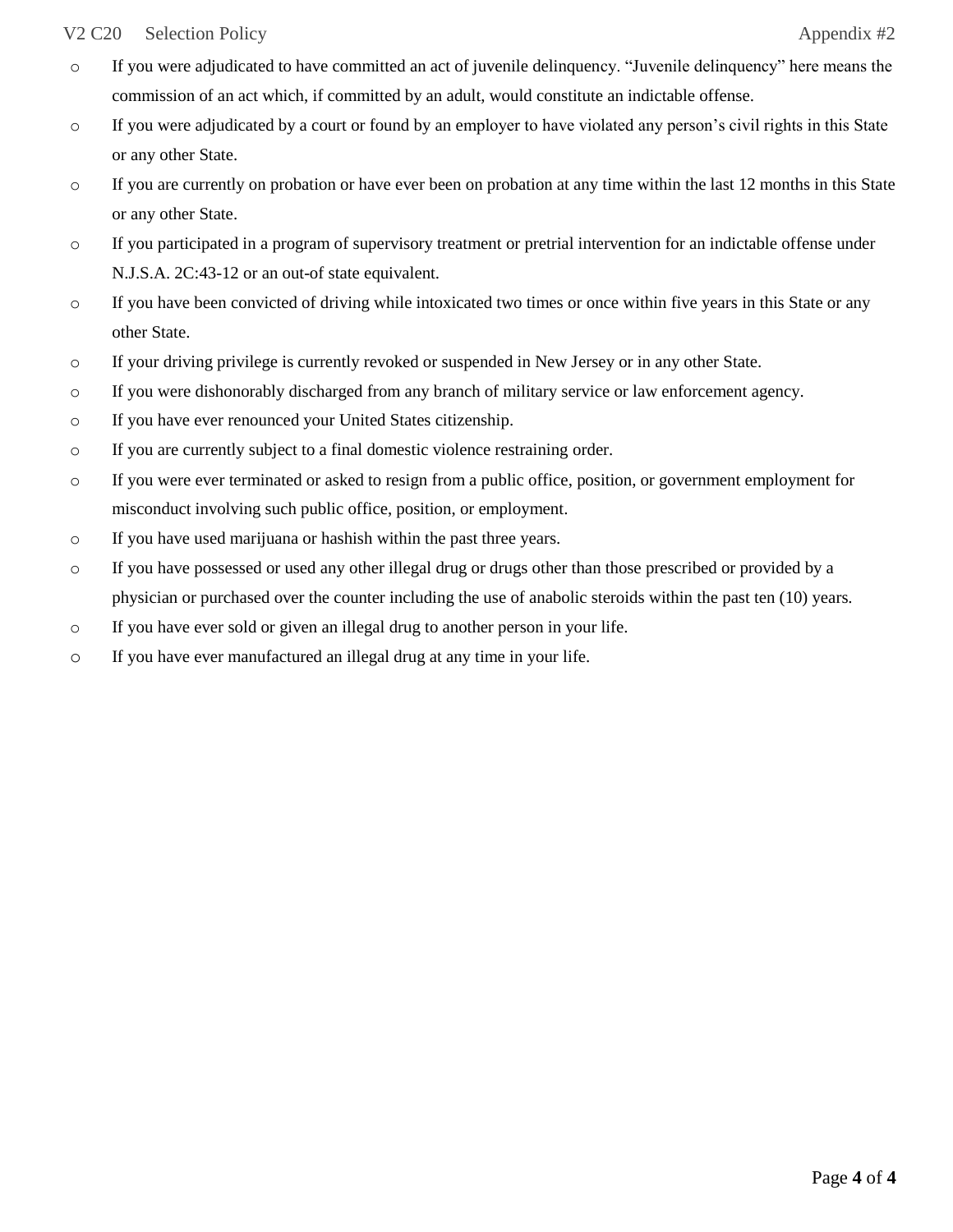- If you were adjudicated to have committed an act of juvenile delinquency. "Juvenile delinquency" here means the commission of an act which, if committed by an adult, would constitute an indictable offense.
- If you were adjudicated by a court or found by an employer to have violated any person's civil rights in this State or any other State.
- If you are currently on probation or have ever been on probation at any time within the last 12 months in this State or any other State.
- If you participated in a program of supervisory treatment or pretrial intervention for an indictable offense under N.J.S.A. 2C:43-12 or an out-of state equivalent.
- If you have been convicted of driving while intoxicated two times or once within five years in this State or any other State.
- If your driving privilege is currently revoked or suspended in New Jersey or in any other State.
- If you were dishonorably discharged from any branch of military service or law enforcement agency.
- If you have ever renounced your United States citizenship.
- If you are currently subject to a final domestic violence restraining order.
- If you were ever terminated or asked to resign from a public office, position, or government employment for misconduct involving such public office, position, or employment.
- If you have used marijuana or hashish within the past three years.
- If you have possessed or used any other illegal drug or drugs other than those prescribed or provided by a physician or purchased over the counter including the use of anabolic steroids within the past ten (10) years.
- If you have ever sold or given an illegal drug to another person in your life.
- If you have ever manufactured an illegal drug at any time in your life.